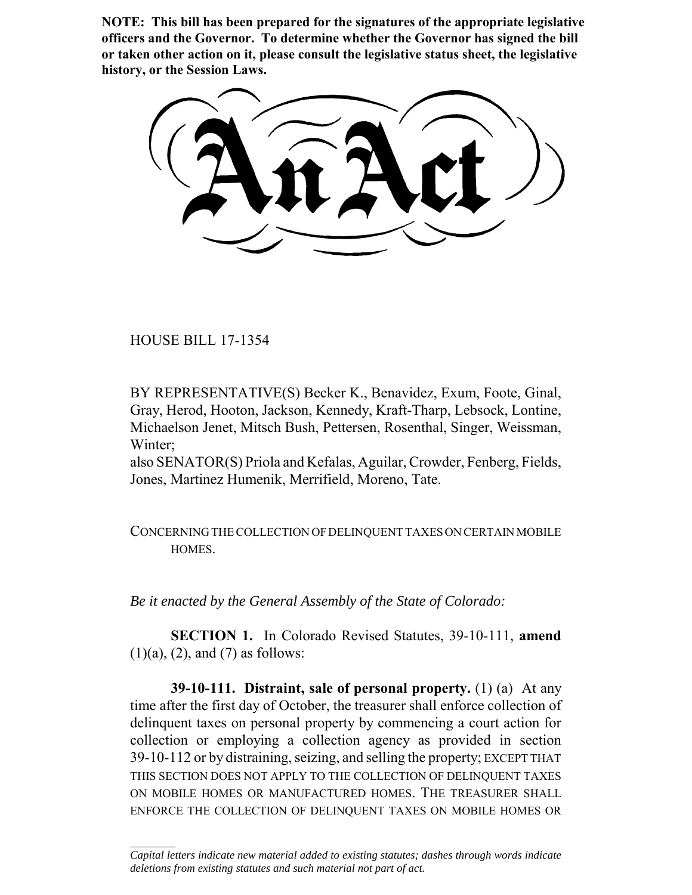**NOTE: This bill has been prepared for the signatures of the appropriate legislative officers and the Governor. To determine whether the Governor has signed the bill or taken other action on it, please consult the legislative status sheet, the legislative history, or the Session Laws.**

# An Act

HOUSE BILL 17-1354

BY REPRESENTATIVE(S) Becker K., Benavidez, Exum, Foote, Ginal, Gray, Herod, Hooton, Jackson, Kennedy, Kraft-Tharp, Lebsock, Lontine, Michaelson Jenet, Mitsch Bush, Pettersen, Rosenthal, Singer, Weissman, Winter;
also SENATOR(S) Priola and Kefalas, Aguilar, Crowder, Fenberg, Fields, Jones, Martinez Humenik, Merrifield, Moreno, Tate.

CONCERNING THE COLLECTION OF DELINQUENT TAXES ON CERTAIN MOBILE HOMES.

*Be it enacted by the General Assembly of the State of Colorado:*

**SECTION 1.** In Colorado Revised Statutes, 39-10-111, **amend** (1)(a), (2), and (7) as follows:

**39-10-111. Distraint, sale of personal property.** (1) (a) At any time after the first day of October, the treasurer shall enforce collection of delinquent taxes on personal property by commencing a court action for collection or employing a collection agency as provided in section 39-10-112 or by distraining, seizing, and selling the property; EXCEPT THAT THIS SECTION DOES NOT APPLY TO THE COLLECTION OF DELINQUENT TAXES ON MOBILE HOMES OR MANUFACTURED HOMES. THE TREASURER SHALL ENFORCE THE COLLECTION OF DELINQUENT TAXES ON MOBILE HOMES OR

*Capital letters indicate new material added to existing statutes; dashes through words indicate deletions from existing statutes and such material not part of act.*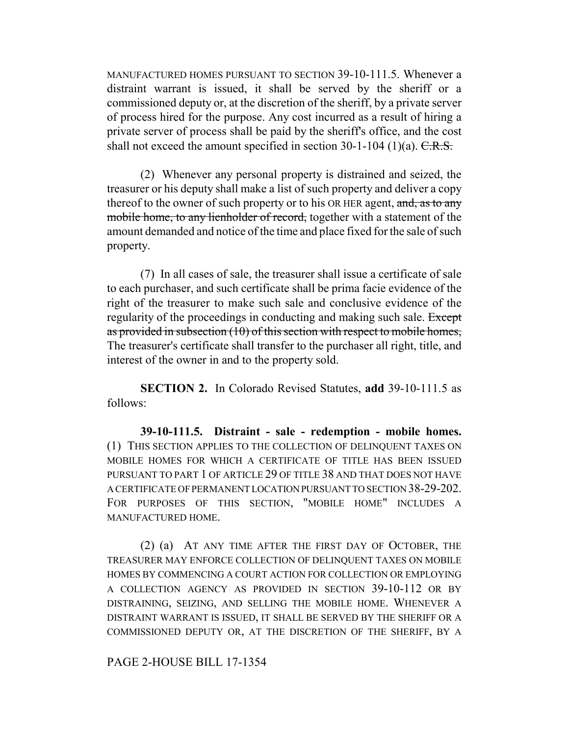MANUFACTURED HOMES PURSUANT TO SECTION 39-10-111.5. Whenever a distraint warrant is issued, it shall be served by the sheriff or a commissioned deputy or, at the discretion of the sheriff, by a private server of process hired for the purpose. Any cost incurred as a result of hiring a private server of process shall be paid by the sheriff's office, and the cost shall not exceed the amount specified in section 30-1-104 (1)(a). ~~C.R.S.~~

(2) Whenever any personal property is distrained and seized, the treasurer or his deputy shall make a list of such property and deliver a copy thereof to the owner of such property or to his OR HER agent, ~~and, as to any mobile home, to any lienholder of record,~~ together with a statement of the amount demanded and notice of the time and place fixed for the sale of such property.

(7) In all cases of sale, the treasurer shall issue a certificate of sale to each purchaser, and such certificate shall be prima facie evidence of the right of the treasurer to make such sale and conclusive evidence of the regularity of the proceedings in conducting and making such sale. ~~Except as provided in subsection (10) of this section with respect to mobile homes,~~ The treasurer's certificate shall transfer to the purchaser all right, title, and interest of the owner in and to the property sold.

**SECTION 2.** In Colorado Revised Statutes, **add** 39-10-111.5 as follows:

**39-10-111.5. Distraint - sale - redemption - mobile homes.** (1) THIS SECTION APPLIES TO THE COLLECTION OF DELINQUENT TAXES ON MOBILE HOMES FOR WHICH A CERTIFICATE OF TITLE HAS BEEN ISSUED PURSUANT TO PART 1 OF ARTICLE 29 OF TITLE 38 AND THAT DOES NOT HAVE A CERTIFICATE OF PERMANENT LOCATION PURSUANT TO SECTION 38-29-202. FOR PURPOSES OF THIS SECTION, "MOBILE HOME" INCLUDES A MANUFACTURED HOME.

(2) (a) AT ANY TIME AFTER THE FIRST DAY OF OCTOBER, THE TREASURER MAY ENFORCE COLLECTION OF DELINQUENT TAXES ON MOBILE HOMES BY COMMENCING A COURT ACTION FOR COLLECTION OR EMPLOYING A COLLECTION AGENCY AS PROVIDED IN SECTION 39-10-112 OR BY DISTRAINING, SEIZING, AND SELLING THE MOBILE HOME. WHENEVER A DISTRAINT WARRANT IS ISSUED, IT SHALL BE SERVED BY THE SHERIFF OR A COMMISSIONED DEPUTY OR, AT THE DISCRETION OF THE SHERIFF, BY A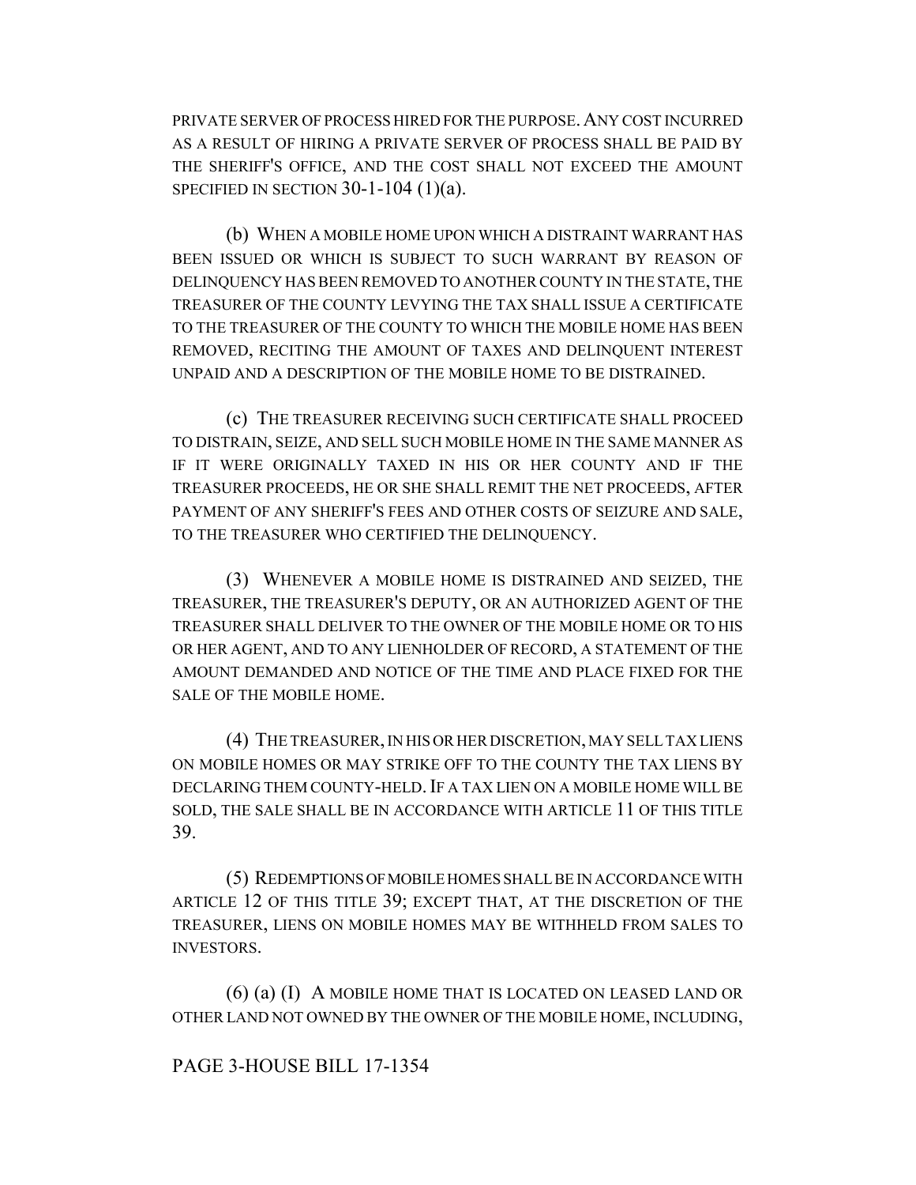PRIVATE SERVER OF PROCESS HIRED FOR THE PURPOSE. ANY COST INCURRED AS A RESULT OF HIRING A PRIVATE SERVER OF PROCESS SHALL BE PAID BY THE SHERIFF'S OFFICE, AND THE COST SHALL NOT EXCEED THE AMOUNT SPECIFIED IN SECTION 30-1-104 (1)(a).

(b) WHEN A MOBILE HOME UPON WHICH A DISTRAINT WARRANT HAS BEEN ISSUED OR WHICH IS SUBJECT TO SUCH WARRANT BY REASON OF DELINQUENCY HAS BEEN REMOVED TO ANOTHER COUNTY IN THE STATE, THE TREASURER OF THE COUNTY LEVYING THE TAX SHALL ISSUE A CERTIFICATE TO THE TREASURER OF THE COUNTY TO WHICH THE MOBILE HOME HAS BEEN REMOVED, RECITING THE AMOUNT OF TAXES AND DELINQUENT INTEREST UNPAID AND A DESCRIPTION OF THE MOBILE HOME TO BE DISTRAINED.

(c) THE TREASURER RECEIVING SUCH CERTIFICATE SHALL PROCEED TO DISTRAIN, SEIZE, AND SELL SUCH MOBILE HOME IN THE SAME MANNER AS IF IT WERE ORIGINALLY TAXED IN HIS OR HER COUNTY AND IF THE TREASURER PROCEEDS, HE OR SHE SHALL REMIT THE NET PROCEEDS, AFTER PAYMENT OF ANY SHERIFF'S FEES AND OTHER COSTS OF SEIZURE AND SALE, TO THE TREASURER WHO CERTIFIED THE DELINQUENCY.

(3) WHENEVER A MOBILE HOME IS DISTRAINED AND SEIZED, THE TREASURER, THE TREASURER'S DEPUTY, OR AN AUTHORIZED AGENT OF THE TREASURER SHALL DELIVER TO THE OWNER OF THE MOBILE HOME OR TO HIS OR HER AGENT, AND TO ANY LIENHOLDER OF RECORD, A STATEMENT OF THE AMOUNT DEMANDED AND NOTICE OF THE TIME AND PLACE FIXED FOR THE SALE OF THE MOBILE HOME.

(4) THE TREASURER, IN HIS OR HER DISCRETION, MAY SELL TAX LIENS ON MOBILE HOMES OR MAY STRIKE OFF TO THE COUNTY THE TAX LIENS BY DECLARING THEM COUNTY-HELD. IF A TAX LIEN ON A MOBILE HOME WILL BE SOLD, THE SALE SHALL BE IN ACCORDANCE WITH ARTICLE 11 OF THIS TITLE 39.

(5) REDEMPTIONS OF MOBILE HOMES SHALL BE IN ACCORDANCE WITH ARTICLE 12 OF THIS TITLE 39; EXCEPT THAT, AT THE DISCRETION OF THE TREASURER, LIENS ON MOBILE HOMES MAY BE WITHHELD FROM SALES TO INVESTORS.

(6) (a) (I) A MOBILE HOME THAT IS LOCATED ON LEASED LAND OR OTHER LAND NOT OWNED BY THE OWNER OF THE MOBILE HOME, INCLUDING,

PAGE 3-HOUSE BILL 17-1354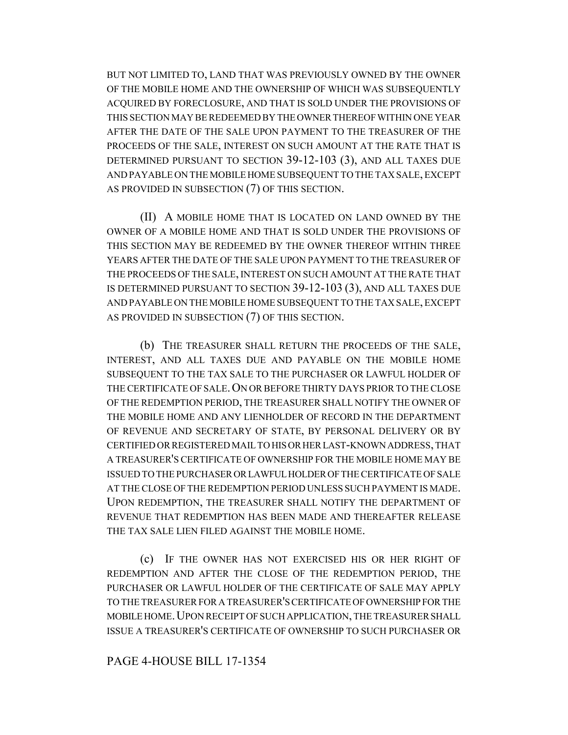BUT NOT LIMITED TO, LAND THAT WAS PREVIOUSLY OWNED BY THE OWNER OF THE MOBILE HOME AND THE OWNERSHIP OF WHICH WAS SUBSEQUENTLY ACQUIRED BY FORECLOSURE, AND THAT IS SOLD UNDER THE PROVISIONS OF THIS SECTION MAY BE REDEEMED BY THE OWNER THEREOF WITHIN ONE YEAR AFTER THE DATE OF THE SALE UPON PAYMENT TO THE TREASURER OF THE PROCEEDS OF THE SALE, INTEREST ON SUCH AMOUNT AT THE RATE THAT IS DETERMINED PURSUANT TO SECTION 39-12-103 (3), AND ALL TAXES DUE AND PAYABLE ON THE MOBILE HOME SUBSEQUENT TO THE TAX SALE, EXCEPT AS PROVIDED IN SUBSECTION (7) OF THIS SECTION.

(II) A MOBILE HOME THAT IS LOCATED ON LAND OWNED BY THE OWNER OF A MOBILE HOME AND THAT IS SOLD UNDER THE PROVISIONS OF THIS SECTION MAY BE REDEEMED BY THE OWNER THEREOF WITHIN THREE YEARS AFTER THE DATE OF THE SALE UPON PAYMENT TO THE TREASURER OF THE PROCEEDS OF THE SALE, INTEREST ON SUCH AMOUNT AT THE RATE THAT IS DETERMINED PURSUANT TO SECTION 39-12-103 (3), AND ALL TAXES DUE AND PAYABLE ON THE MOBILE HOME SUBSEQUENT TO THE TAX SALE, EXCEPT AS PROVIDED IN SUBSECTION (7) OF THIS SECTION.

(b) THE TREASURER SHALL RETURN THE PROCEEDS OF THE SALE, INTEREST, AND ALL TAXES DUE AND PAYABLE ON THE MOBILE HOME SUBSEQUENT TO THE TAX SALE TO THE PURCHASER OR LAWFUL HOLDER OF THE CERTIFICATE OF SALE. ON OR BEFORE THIRTY DAYS PRIOR TO THE CLOSE OF THE REDEMPTION PERIOD, THE TREASURER SHALL NOTIFY THE OWNER OF THE MOBILE HOME AND ANY LIENHOLDER OF RECORD IN THE DEPARTMENT OF REVENUE AND SECRETARY OF STATE, BY PERSONAL DELIVERY OR BY CERTIFIED OR REGISTERED MAIL TO HIS OR HER LAST-KNOWN ADDRESS, THAT A TREASURER'S CERTIFICATE OF OWNERSHIP FOR THE MOBILE HOME MAY BE ISSUED TO THE PURCHASER OR LAWFUL HOLDER OF THE CERTIFICATE OF SALE AT THE CLOSE OF THE REDEMPTION PERIOD UNLESS SUCH PAYMENT IS MADE. UPON REDEMPTION, THE TREASURER SHALL NOTIFY THE DEPARTMENT OF REVENUE THAT REDEMPTION HAS BEEN MADE AND THEREAFTER RELEASE THE TAX SALE LIEN FILED AGAINST THE MOBILE HOME.

(c) IF THE OWNER HAS NOT EXERCISED HIS OR HER RIGHT OF REDEMPTION AND AFTER THE CLOSE OF THE REDEMPTION PERIOD, THE PURCHASER OR LAWFUL HOLDER OF THE CERTIFICATE OF SALE MAY APPLY TO THE TREASURER FOR A TREASURER'S CERTIFICATE OF OWNERSHIP FOR THE MOBILE HOME. UPON RECEIPT OF SUCH APPLICATION, THE TREASURER SHALL ISSUE A TREASURER'S CERTIFICATE OF OWNERSHIP TO SUCH PURCHASER OR

PAGE 4-HOUSE BILL 17-1354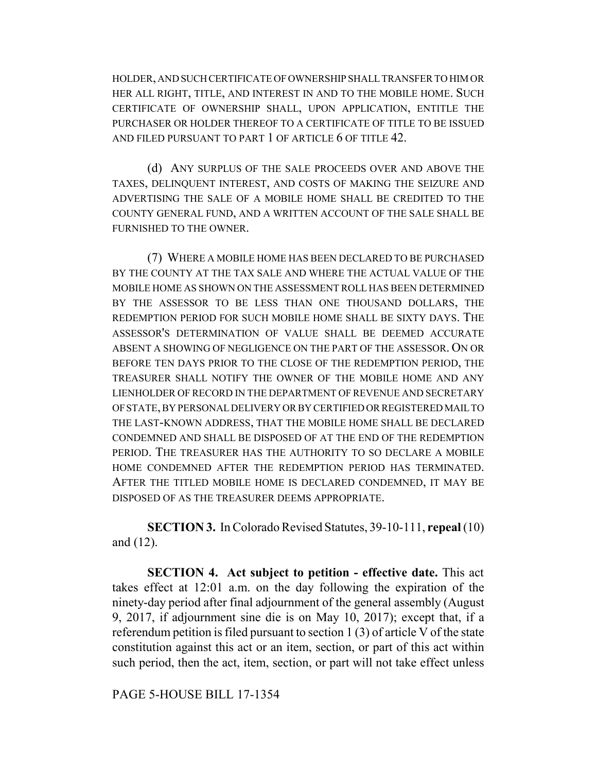HOLDER, AND SUCH CERTIFICATE OF OWNERSHIP SHALL TRANSFER TO HIM OR HER ALL RIGHT, TITLE, AND INTEREST IN AND TO THE MOBILE HOME. SUCH CERTIFICATE OF OWNERSHIP SHALL, UPON APPLICATION, ENTITLE THE PURCHASER OR HOLDER THEREOF TO A CERTIFICATE OF TITLE TO BE ISSUED AND FILED PURSUANT TO PART 1 OF ARTICLE 6 OF TITLE 42.

(d) ANY SURPLUS OF THE SALE PROCEEDS OVER AND ABOVE THE TAXES, DELINQUENT INTEREST, AND COSTS OF MAKING THE SEIZURE AND ADVERTISING THE SALE OF A MOBILE HOME SHALL BE CREDITED TO THE COUNTY GENERAL FUND, AND A WRITTEN ACCOUNT OF THE SALE SHALL BE FURNISHED TO THE OWNER.

(7) WHERE A MOBILE HOME HAS BEEN DECLARED TO BE PURCHASED BY THE COUNTY AT THE TAX SALE AND WHERE THE ACTUAL VALUE OF THE MOBILE HOME AS SHOWN ON THE ASSESSMENT ROLL HAS BEEN DETERMINED BY THE ASSESSOR TO BE LESS THAN ONE THOUSAND DOLLARS, THE REDEMPTION PERIOD FOR SUCH MOBILE HOME SHALL BE SIXTY DAYS. THE ASSESSOR'S DETERMINATION OF VALUE SHALL BE DEEMED ACCURATE ABSENT A SHOWING OF NEGLIGENCE ON THE PART OF THE ASSESSOR. ON OR BEFORE TEN DAYS PRIOR TO THE CLOSE OF THE REDEMPTION PERIOD, THE TREASURER SHALL NOTIFY THE OWNER OF THE MOBILE HOME AND ANY LIENHOLDER OF RECORD IN THE DEPARTMENT OF REVENUE AND SECRETARY OF STATE, BY PERSONAL DELIVERY OR BY CERTIFIED OR REGISTERED MAIL TO THE LAST-KNOWN ADDRESS, THAT THE MOBILE HOME SHALL BE DECLARED CONDEMNED AND SHALL BE DISPOSED OF AT THE END OF THE REDEMPTION PERIOD. THE TREASURER HAS THE AUTHORITY TO SO DECLARE A MOBILE HOME CONDEMNED AFTER THE REDEMPTION PERIOD HAS TERMINATED. AFTER THE TITLED MOBILE HOME IS DECLARED CONDEMNED, IT MAY BE DISPOSED OF AS THE TREASURER DEEMS APPROPRIATE.

**SECTION 3.** In Colorado Revised Statutes, 39-10-111, **repeal** (10) and (12).

**SECTION 4. Act subject to petition - effective date.** This act takes effect at 12:01 a.m. on the day following the expiration of the ninety-day period after final adjournment of the general assembly (August 9, 2017, if adjournment sine die is on May 10, 2017); except that, if a referendum petition is filed pursuant to section 1 (3) of article V of the state constitution against this act or an item, section, or part of this act within such period, then the act, item, section, or part will not take effect unless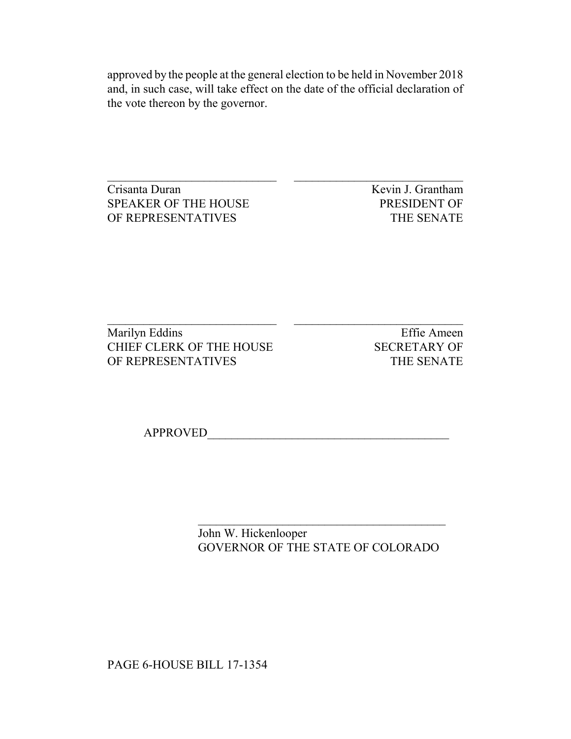approved by the people at the general election to be held in November 2018 and, in such case, will take effect on the date of the official declaration of the vote thereon by the governor.

\_\_\_\_\_\_\_\_\_\_\_\_\_\_\_\_\_\_\_\_\_\_\_\_\_\_\_\_
Crisanta Duran
SPEAKER OF THE HOUSE
OF REPRESENTATIVES

\_\_\_\_\_\_\_\_\_\_\_\_\_\_\_\_\_\_\_\_\_\_\_\_\_\_\_\_
Kevin J. Grantham
PRESIDENT OF
THE SENATE

\_\_\_\_\_\_\_\_\_\_\_\_\_\_\_\_\_\_\_\_\_\_\_\_\_\_\_\_
Marilyn Eddins
CHIEF CLERK OF THE HOUSE
OF REPRESENTATIVES

\_\_\_\_\_\_\_\_\_\_\_\_\_\_\_\_\_\_\_\_\_\_\_\_\_\_\_\_
Effie Ameen
SECRETARY OF
THE SENATE

APPROVED\_\_\_\_\_\_\_\_\_\_\_\_\_\_\_\_\_\_\_\_\_\_\_\_\_\_\_\_\_\_\_\_\_\_\_\_\_\_\_\_

\_\_\_\_\_\_\_\_\_\_\_\_\_\_\_\_\_\_\_\_\_\_\_\_\_\_\_\_\_\_\_\_\_\_\_\_\_\_\_\_
John W. Hickenlooper
GOVERNOR OF THE STATE OF COLORADO

PAGE 6-HOUSE BILL 17-1354